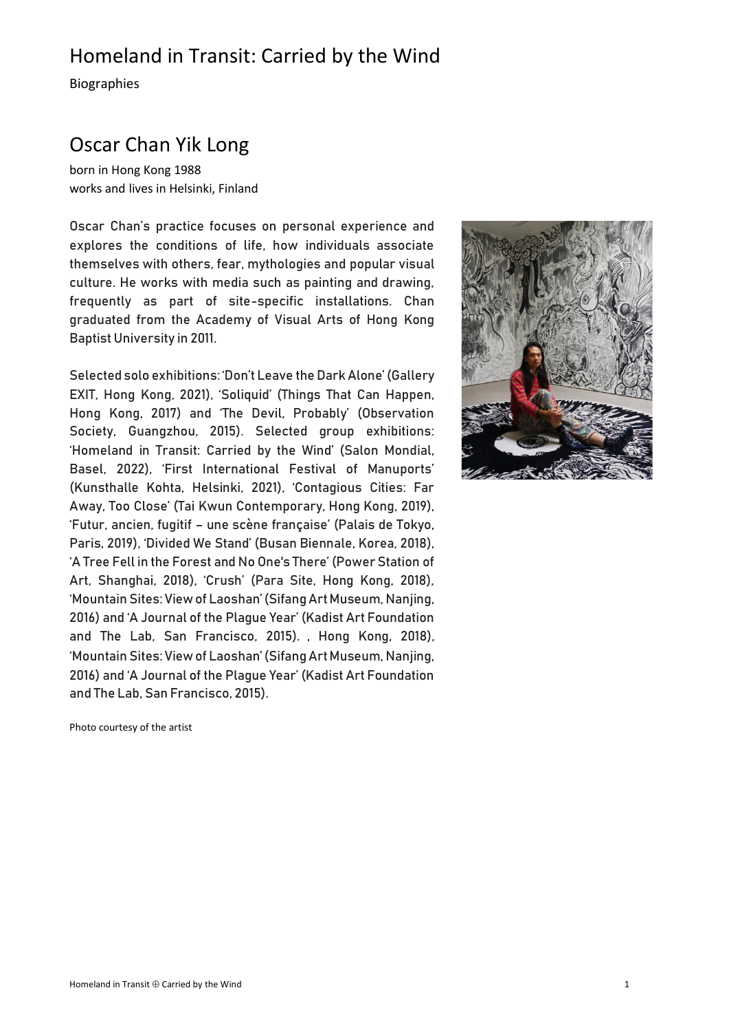# Homeland in Transit: Carried by the Wind

Biographies

## Oscar Chan Yik Long

born in Hong Kong 1988
works and lives in Helsinki, Finland

Oscar Chan's practice focuses on personal experience and explores the conditions of life, how individuals associate themselves with others, fear, mythologies and popular visual culture. He works with media such as painting and drawing, frequently as part of site-specific installations. Chan graduated from the Academy of Visual Arts of Hong Kong Baptist University in 2011.

Selected solo exhibitions: 'Don't Leave the Dark Alone' (Gallery EXIT, Hong Kong, 2021), 'Soliquid' (Things That Can Happen, Hong Kong, 2017) and 'The Devil, Probably' (Observation Society, Guangzhou, 2015). Selected group exhibitions: 'Homeland in Transit: Carried by the Wind' (Salon Mondial, Basel, 2022), 'First International Festival of Manuports' (Kunsthalle Kohta, Helsinki, 2021), 'Contagious Cities: Far Away, Too Close' (Tai Kwun Contemporary, Hong Kong, 2019), 'Futur, ancien, fugitif – une scène française' (Palais de Tokyo, Paris, 2019), 'Divided We Stand' (Busan Biennale, Korea, 2018), 'A Tree Fell in the Forest and No One's There' (Power Station of Art, Shanghai, 2018), 'Crush' (Para Site, Hong Kong, 2018), 'Mountain Sites: View of Laoshan' (Sifang Art Museum, Nanjing, 2016) and 'A Journal of the Plague Year' (Kadist Art Foundation and The Lab, San Francisco, 2015). , Hong Kong, 2018), 'Mountain Sites: View of Laoshan' (Sifang Art Museum, Nanjing, 2016) and 'A Journal of the Plague Year' (Kadist Art Foundation and The Lab, San Francisco, 2015).

Photo courtesy of the artist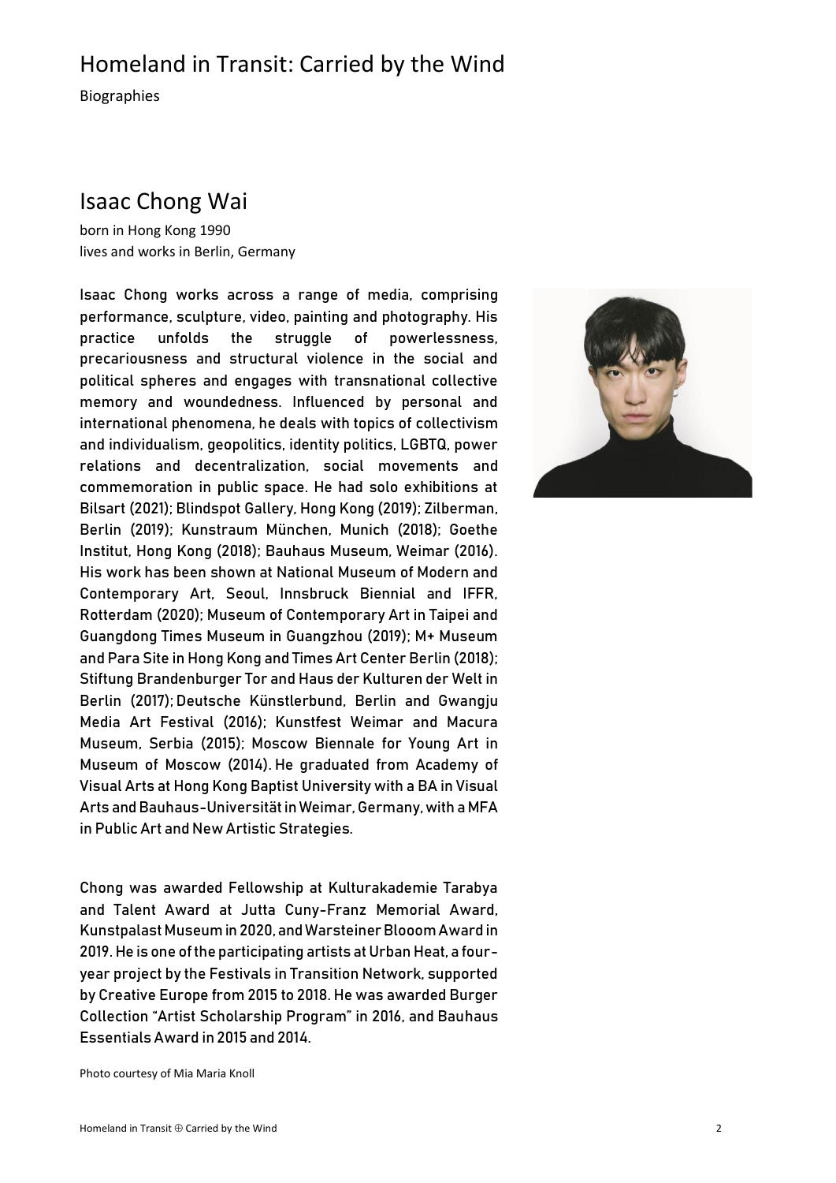# Homeland in Transit: Carried by the Wind

Biographies

## Isaac Chong Wai

born in Hong Kong 1990
lives and works in Berlin, Germany

Isaac Chong works across a range of media, comprising performance, sculpture, video, painting and photography. His practice unfolds the struggle of powerlessness, precariousness and structural violence in the social and political spheres and engages with transnational collective memory and woundedness. Influenced by personal and international phenomena, he deals with topics of collectivism and individualism, geopolitics, identity politics, LGBTQ, power relations and decentralization, social movements and commemoration in public space. He had solo exhibitions at Bilsart (2021); Blindspot Gallery, Hong Kong (2019); Zilberman, Berlin (2019); Kunstraum München, Munich (2018); Goethe Institut, Hong Kong (2018); Bauhaus Museum, Weimar (2016). His work has been shown at National Museum of Modern and Contemporary Art, Seoul, Innsbruck Biennial and IFFR, Rotterdam (2020); Museum of Contemporary Art in Taipei and Guangdong Times Museum in Guangzhou (2019); M+ Museum and Para Site in Hong Kong and Times Art Center Berlin (2018); Stiftung Brandenburger Tor and Haus der Kulturen der Welt in Berlin (2017); Deutsche Künstlerbund, Berlin and Gwangju Media Art Festival (2016); Kunstfest Weimar and Macura Museum, Serbia (2015); Moscow Biennale for Young Art in Museum of Moscow (2014). He graduated from Academy of Visual Arts at Hong Kong Baptist University with a BA in Visual Arts and Bauhaus-Universität in Weimar, Germany, with a MFA in Public Art and New Artistic Strategies.

Chong was awarded Fellowship at Kulturakademie Tarabya and Talent Award at Jutta Cuny-Franz Memorial Award, Kunstpalast Museum in 2020, and Warsteiner Blooom Award in 2019. He is one of the participating artists at Urban Heat, a four-year project by the Festivals in Transition Network, supported by Creative Europe from 2015 to 2018. He was awarded Burger Collection "Artist Scholarship Program" in 2016, and Bauhaus Essentials Award in 2015 and 2014.

Photo courtesy of Mia Maria Knoll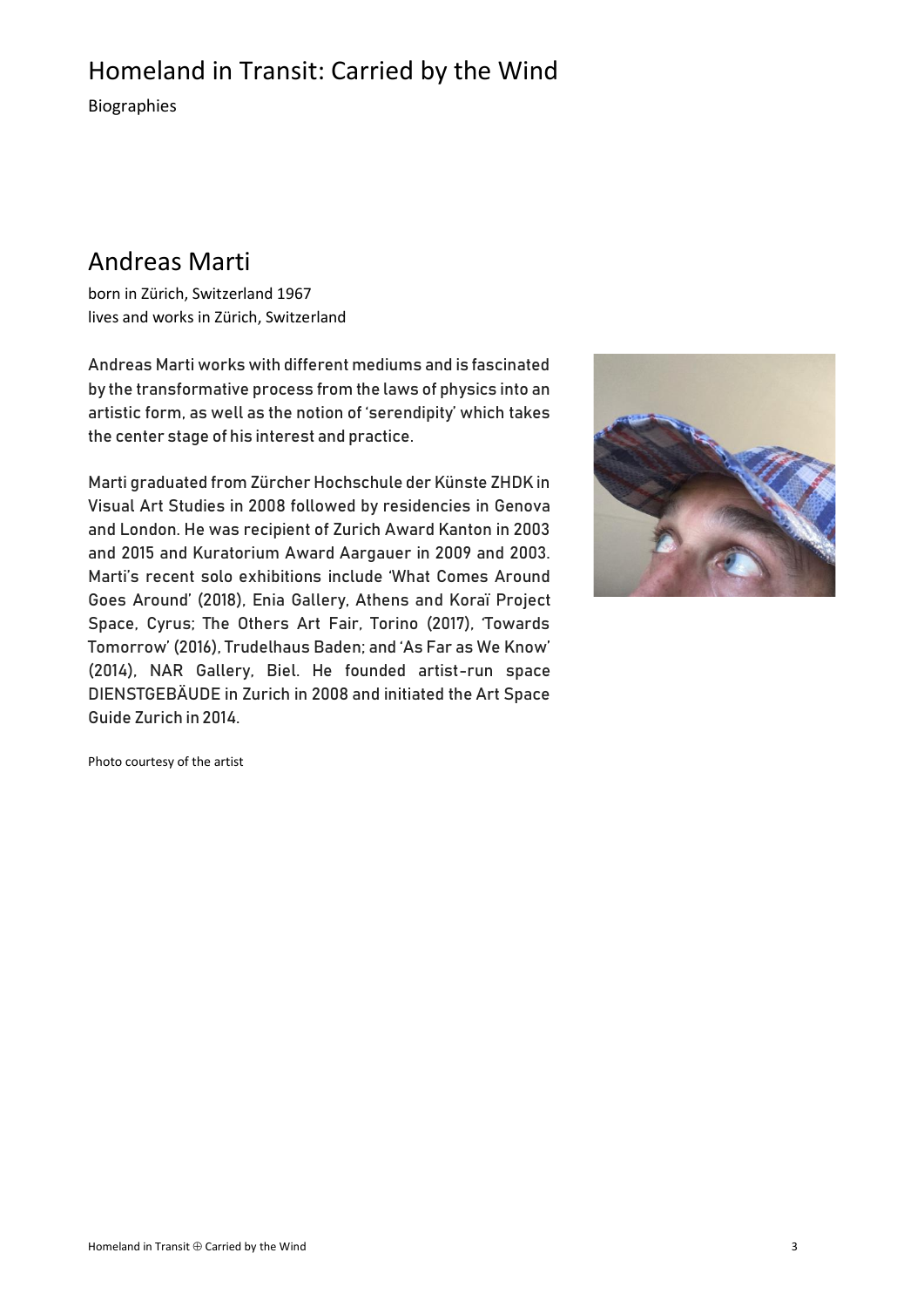# Homeland in Transit: Carried by the Wind

Biographies

## Andreas Marti

born in Zürich, Switzerland 1967
lives and works in Zürich, Switzerland

Andreas Marti works with different mediums and is fascinated by the transformative process from the laws of physics into an artistic form, as well as the notion of 'serendipity' which takes the center stage of his interest and practice.

Marti graduated from Zürcher Hochschule der Künste ZHDK in Visual Art Studies in 2008 followed by residencies in Genova and London. He was recipient of Zurich Award Kanton in 2003 and 2015 and Kuratorium Award Aargauer in 2009 and 2003. Marti's recent solo exhibitions include 'What Comes Around Goes Around' (2018), Enia Gallery, Athens and Koraï Project Space, Cyrus; The Others Art Fair, Torino (2017), 'Towards Tomorrow' (2016), Trudelhaus Baden; and 'As Far as We Know' (2014), NAR Gallery, Biel. He founded artist-run space DIENSTGEBÄUDE in Zurich in 2008 and initiated the Art Space Guide Zurich in 2014.

Photo courtesy of the artist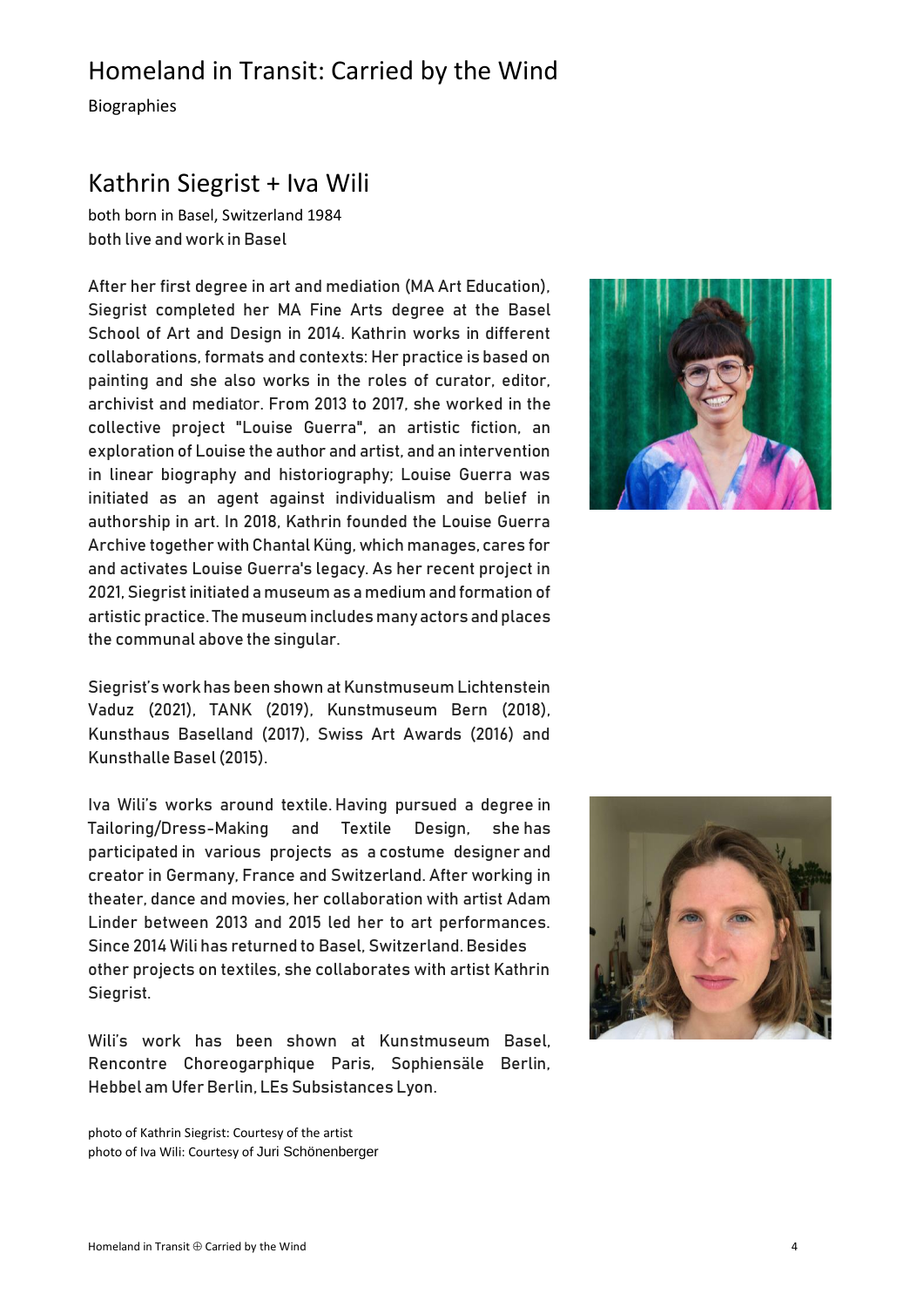# Homeland in Transit: Carried by the Wind

Biographies

## Kathrin Siegrist + Iva Wili

both born in Basel, Switzerland 1984
both live and work in Basel

After her first degree in art and mediation (MA Art Education), Siegrist completed her MA Fine Arts degree at the Basel School of Art and Design in 2014. Kathrin works in different collaborations, formats and contexts: Her practice is based on painting and she also works in the roles of curator, editor, archivist and mediator. From 2013 to 2017, she worked in the collective project "Louise Guerra", an artistic fiction, an exploration of Louise the author and artist, and an intervention in linear biography and historiography; Louise Guerra was initiated as an agent against individualism and belief in authorship in art. In 2018, Kathrin founded the Louise Guerra Archive together with Chantal Küng, which manages, cares for and activates Louise Guerra's legacy. As her recent project in 2021, Siegrist initiated a museum as a medium and formation of artistic practice. The museum includes many actors and places the communal above the singular.

Siegrist's work has been shown at Kunstmuseum Lichtenstein Vaduz (2021), TANK (2019), Kunstmuseum Bern (2018), Kunsthaus Baselland (2017), Swiss Art Awards (2016) and Kunsthalle Basel (2015).

Iva Wili's works around textile. Having pursued a degree in Tailoring/Dress-Making and Textile Design, she has participated in various projects as a costume designer and creator in Germany, France and Switzerland. After working in theater, dance and movies, her collaboration with artist Adam Linder between 2013 and 2015 led her to art performances. Since 2014 Wili has returned to Basel, Switzerland. Besides other projects on textiles, she collaborates with artist Kathrin Siegrist.

Wili's work has been shown at Kunstmuseum Basel, Rencontre Choreographique Paris, Sophiensäle Berlin, Hebbel am Ufer Berlin, LEs Subsistances Lyon.

photo of Kathrin Siegrist: Courtesy of the artist
photo of Iva Wili: Courtesy of Juri Schönenberger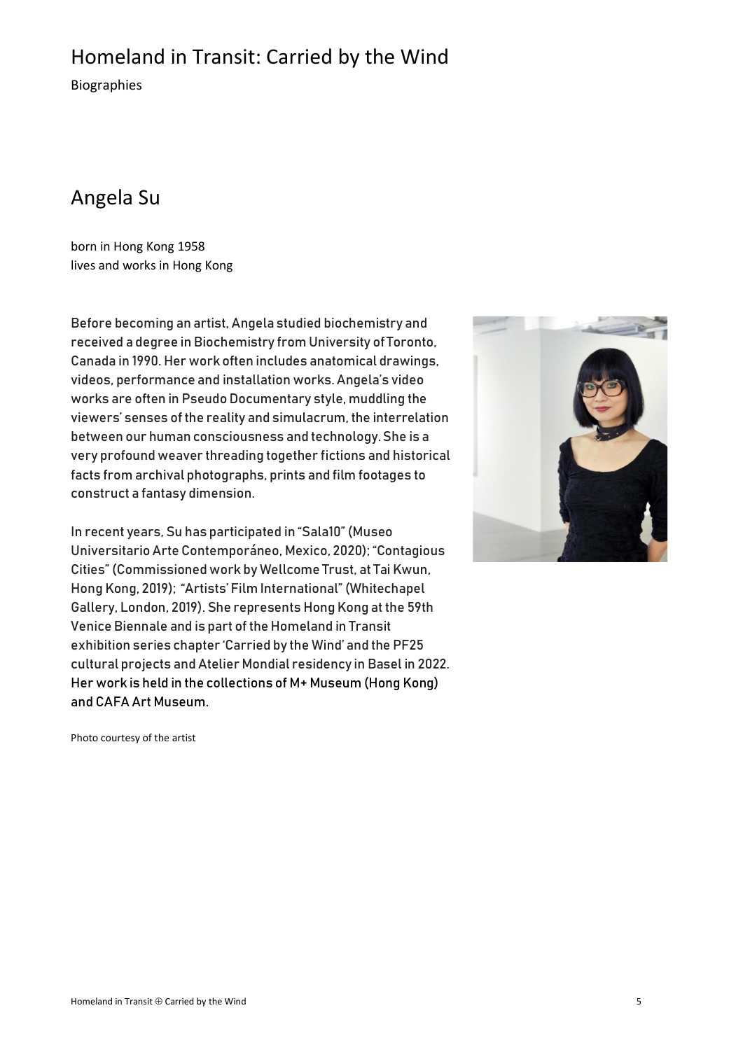# Homeland in Transit: Carried by the Wind

Biographies

## Angela Su

born in Hong Kong 1958
lives and works in Hong Kong

Before becoming an artist, Angela studied biochemistry and received a degree in Biochemistry from University of Toronto, Canada in 1990. Her work often includes anatomical drawings, videos, performance and installation works. Angela's video works are often in Pseudo Documentary style, muddling the viewers' senses of the reality and simulacrum, the interrelation between our human consciousness and technology. She is a very profound weaver threading together fictions and historical facts from archival photographs, prints and film footages to construct a fantasy dimension.

In recent years, Su has participated in "Sala10" (Museo Universitario Arte Contemporáneo, Mexico, 2020); "Contagious Cities" (Commissioned work by Wellcome Trust, at Tai Kwun, Hong Kong, 2019); "Artists' Film International" (Whitechapel Gallery, London, 2019). She represents Hong Kong at the 59th Venice Biennale and is part of the Homeland in Transit exhibition series chapter 'Carried by the Wind' and the PF25 cultural projects and Atelier Mondial residency in Basel in 2022. Her work is held in the collections of M+ Museum (Hong Kong) and CAFA Art Museum.

Photo courtesy of the artist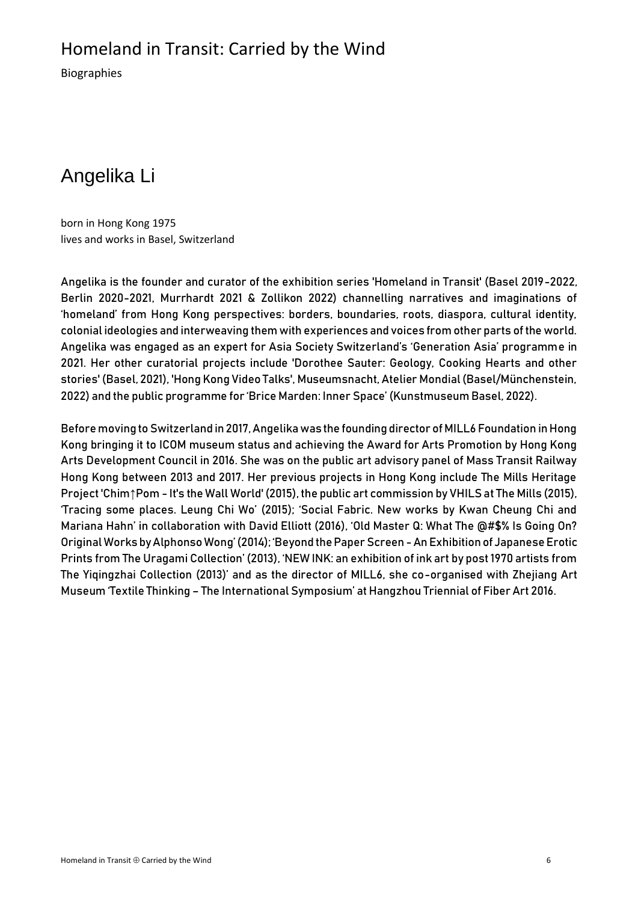# Homeland in Transit: Carried by the Wind

Biographies

## Angelika Li

born in Hong Kong 1975
lives and works in Basel, Switzerland

Angelika is the founder and curator of the exhibition series 'Homeland in Transit' (Basel 2019-2022, Berlin 2020-2021, Murrhardt 2021 & Zollikon 2022) channelling narratives and imaginations of 'homeland' from Hong Kong perspectives: borders, boundaries, roots, diaspora, cultural identity, colonial ideologies and interweaving them with experiences and voices from other parts of the world. Angelika was engaged as an expert for Asia Society Switzerland's 'Generation Asia' programme in 2021. Her other curatorial projects include 'Dorothee Sauter: Geology, Cooking Hearts and other stories' (Basel, 2021), 'Hong Kong Video Talks', Museumsnacht, Atelier Mondial (Basel/Münchenstein, 2022) and the public programme for 'Brice Marden: Inner Space' (Kunstmuseum Basel, 2022).

Before moving to Switzerland in 2017, Angelika was the founding director of MILL6 Foundation in Hong Kong bringing it to ICOM museum status and achieving the Award for Arts Promotion by Hong Kong Arts Development Council in 2016. She was on the public art advisory panel of Mass Transit Railway Hong Kong between 2013 and 2017. Her previous projects in Hong Kong include The Mills Heritage Project 'Chim↑Pom - It's the Wall World' (2015), the public art commission by VHILS at The Mills (2015), 'Tracing some places. Leung Chi Wo' (2015); 'Social Fabric. New works by Kwan Cheung Chi and Mariana Hahn' in collaboration with David Elliott (2016), 'Old Master Q: What The @#$% Is Going On? Original Works by Alphonso Wong' (2014); 'Beyond the Paper Screen - An Exhibition of Japanese Erotic Prints from The Uragami Collection' (2013), 'NEW INK: an exhibition of ink art by post 1970 artists from The Yiqingzhai Collection (2013)' and as the director of MILL6, she co-organised with Zhejiang Art Museum 'Textile Thinking – The International Symposium' at Hangzhou Triennial of Fiber Art 2016.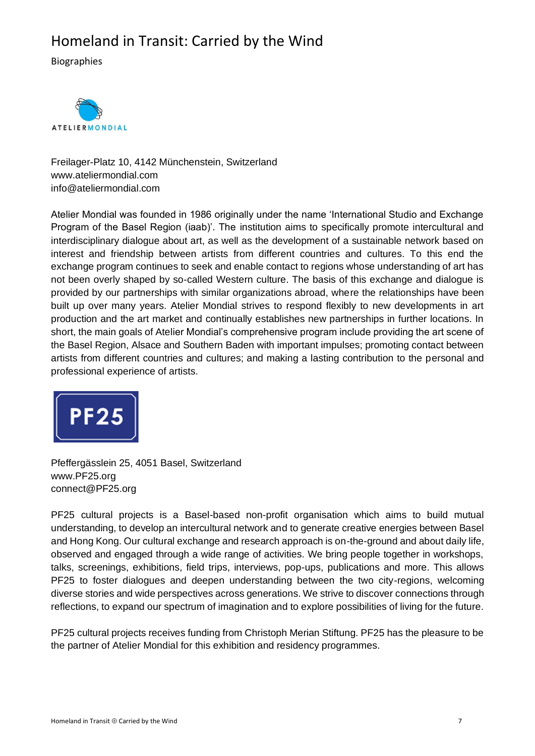# Homeland in Transit: Carried by the Wind

Biographies

ATELIERMONDIAL

Freilager-Platz 10, 4142 Münchenstein, Switzerland
www.ateliermondial.com
info@ateliermondial.com

Atelier Mondial was founded in 1986 originally under the name 'International Studio and Exchange Program of the Basel Region (iaab)'. The institution aims to specifically promote intercultural and interdisciplinary dialogue about art, as well as the development of a sustainable network based on interest and friendship between artists from different countries and cultures. To this end the exchange program continues to seek and enable contact to regions whose understanding of art has not been overly shaped by so-called Western culture. The basis of this exchange and dialogue is provided by our partnerships with similar organizations abroad, where the relationships have been built up over many years. Atelier Mondial strives to respond flexibly to new developments in art production and the art market and continually establishes new partnerships in further locations. In short, the main goals of Atelier Mondial's comprehensive program include providing the art scene of the Basel Region, Alsace and Southern Baden with important impulses; promoting contact between artists from different countries and cultures; and making a lasting contribution to the personal and professional experience of artists.

PF25

Pfeffergässlein 25, 4051 Basel, Switzerland
www.PF25.org
connect@PF25.org

PF25 cultural projects is a Basel-based non-profit organisation which aims to build mutual understanding, to develop an intercultural network and to generate creative energies between Basel and Hong Kong. Our cultural exchange and research approach is on-the-ground and about daily life, observed and engaged through a wide range of activities. We bring people together in workshops, talks, screenings, exhibitions, field trips, interviews, pop-ups, publications and more. This allows PF25 to foster dialogues and deepen understanding between the two city-regions, welcoming diverse stories and wide perspectives across generations. We strive to discover connections through reflections, to expand our spectrum of imagination and to explore possibilities of living for the future.

PF25 cultural projects receives funding from Christoph Merian Stiftung. PF25 has the pleasure to be the partner of Atelier Mondial for this exhibition and residency programmes.